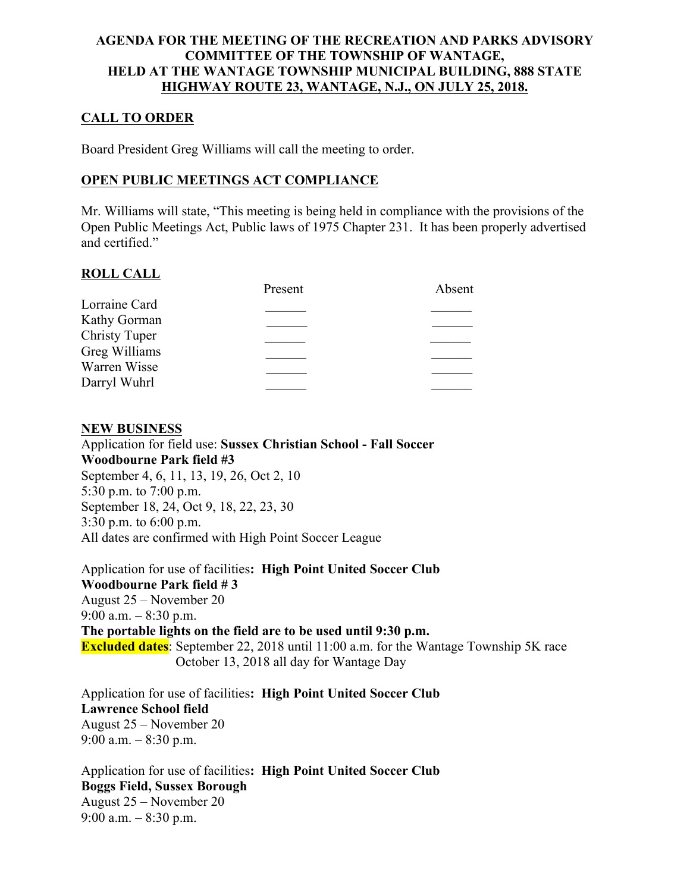**AGENDA FOR THE MEETING OF THE RECREATION AND PARKS ADVISORY COMMITTEE OF THE TOWNSHIP OF WANTAGE, HELD AT THE WANTAGE TOWNSHIP MUNICIPAL BUILDING, 888 STATE HIGHWAY ROUTE 23, WANTAGE, N.J., ON JULY 25, 2018.**

## CALL TO ORDER

Board President Greg Williams will call the meeting to order.

## OPEN PUBLIC MEETINGS ACT COMPLIANCE

Mr. Williams will state, "This meeting is being held in compliance with the provisions of the Open Public Meetings Act, Public laws of 1975 Chapter 231. It has been properly advertised and certified."

## ROLL CALL

| | Present | Absent |
|---|---|---|
| Lorraine Card | ______ | ______ |
| Kathy Gorman | ______ | ______ |
| Christy Tuper | ______ | ______ |
| Greg Williams | ______ | ______ |
| Warren Wisse | ______ | ______ |
| Darryl Wuhrl | ______ | ______ |

## NEW BUSINESS

Application for field use: **Sussex Christian School - Fall Soccer**
**Woodbourne Park field #3**
September 4, 6, 11, 13, 19, 26, Oct 2, 10
5:30 p.m. to 7:00 p.m.
September 18, 24, Oct 9, 18, 22, 23, 30
3:30 p.m. to 6:00 p.m.
All dates are confirmed with High Point Soccer League

Application for use of facilities**: High Point United Soccer Club**
**Woodbourne Park field # 3**
August 25 – November 20
9:00 a.m. – 8:30 p.m.
**The portable lights on the field are to be used until 9:30 p.m.**
**Excluded dates**: September 22, 2018 until 11:00 a.m. for the Wantage Township 5K race
October 13, 2018 all day for Wantage Day

Application for use of facilities**: High Point United Soccer Club**
**Lawrence School field**
August 25 – November 20
9:00 a.m. – 8:30 p.m.

Application for use of facilities**: High Point United Soccer Club**
**Boggs Field, Sussex Borough**
August 25 – November 20
9:00 a.m. – 8:30 p.m.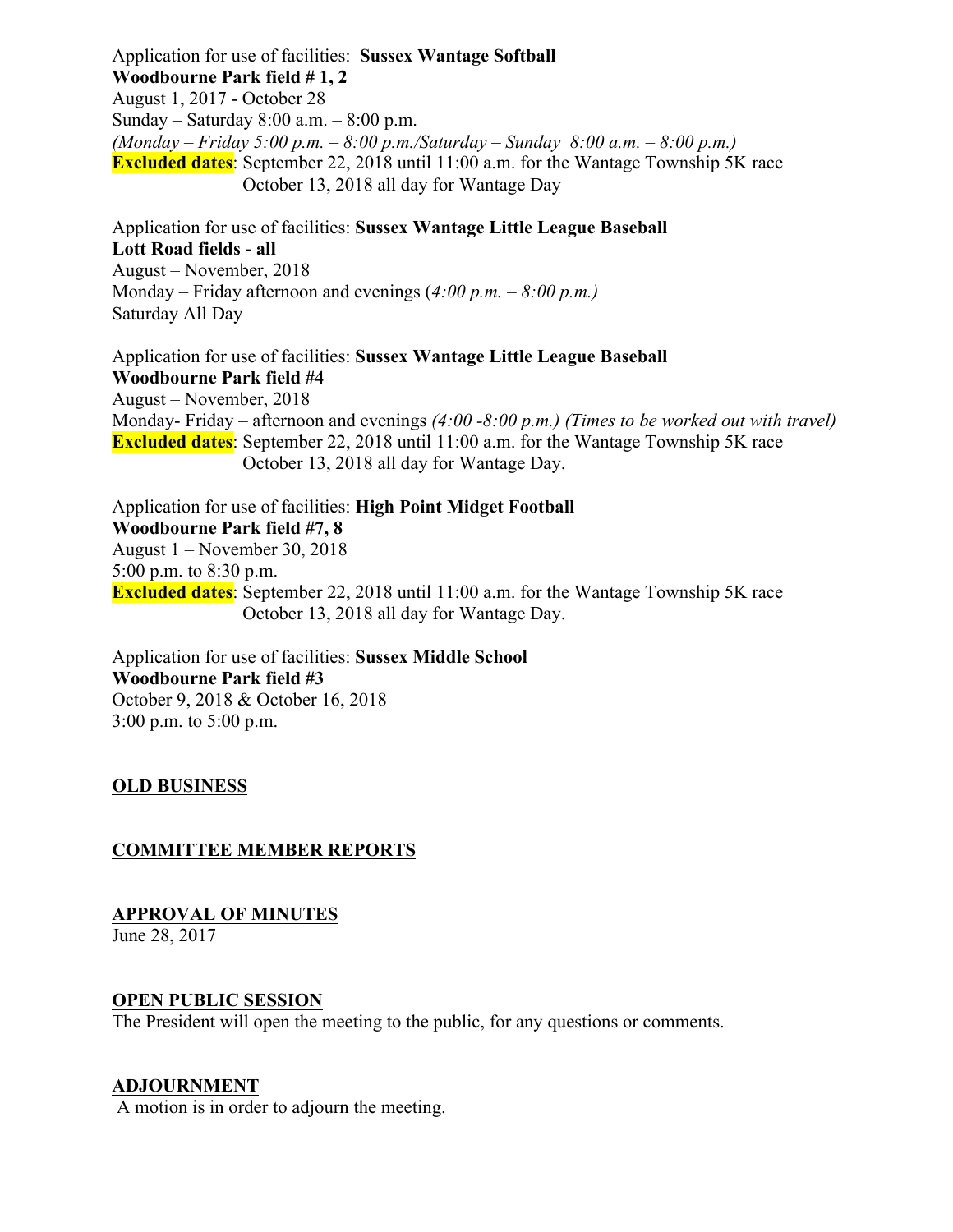Application for use of facilities: **Sussex Wantage Softball**
**Woodbourne Park field # 1, 2**
August 1, 2017 - October 28
Sunday – Saturday 8:00 a.m. – 8:00 p.m.
*(Monday – Friday 5:00 p.m. – 8:00 p.m./Saturday – Sunday 8:00 a.m. – 8:00 p.m.)*
**Excluded dates**: September 22, 2018 until 11:00 a.m. for the Wantage Township 5K race
October 13, 2018 all day for Wantage Day

Application for use of facilities: **Sussex Wantage Little League Baseball**
**Lott Road fields - all**
August – November, 2018
Monday – Friday afternoon and evenings (*4:00 p.m. – 8:00 p.m.)*
Saturday All Day

Application for use of facilities: **Sussex Wantage Little League Baseball**
**Woodbourne Park field #4**
August – November, 2018
Monday- Friday – afternoon and evenings *(4:00 -8:00 p.m.) (Times to be worked out with travel)*
**Excluded dates**: September 22, 2018 until 11:00 a.m. for the Wantage Township 5K race
October 13, 2018 all day for Wantage Day.

Application for use of facilities: **High Point Midget Football**
**Woodbourne Park field #7, 8**
August 1 – November 30, 2018
5:00 p.m. to 8:30 p.m.
**Excluded dates**: September 22, 2018 until 11:00 a.m. for the Wantage Township 5K race
October 13, 2018 all day for Wantage Day.

Application for use of facilities: **Sussex Middle School**
**Woodbourne Park field #3**
October 9, 2018 & October 16, 2018
3:00 p.m. to 5:00 p.m.

## OLD BUSINESS

## COMMITTEE MEMBER REPORTS

## APPROVAL OF MINUTES

June 28, 2017

## OPEN PUBLIC SESSION

The President will open the meeting to the public, for any questions or comments.

## ADJOURNMENT

A motion is in order to adjourn the meeting.